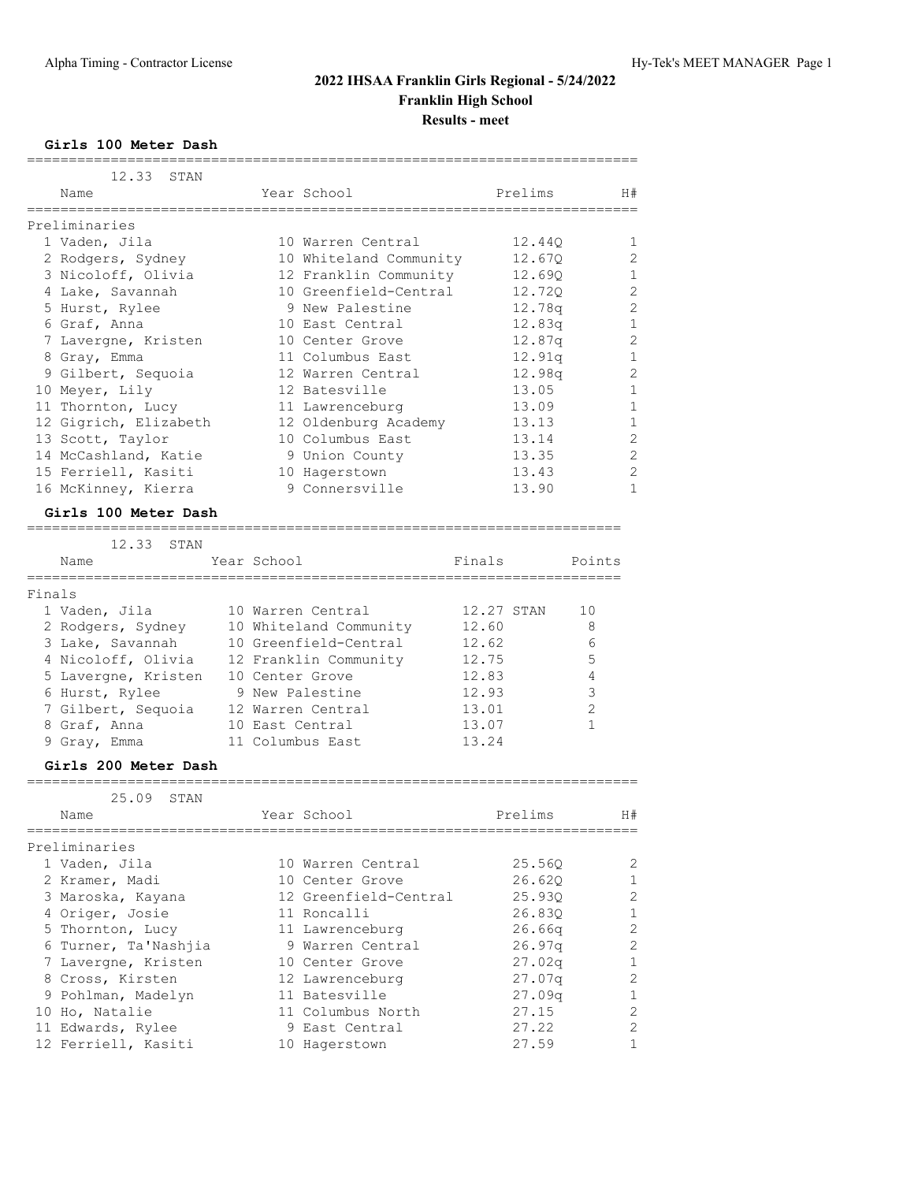# 2022 IHSAA Franklin Girls Regional - 5/24/2022

## Franklin High School

### Results - meet

**Girls 100 Meter Dash**

12.33 STAN

| Name | Year | School | Prelims | H# |
|---|---|---|---|---|
| **Preliminaries** | | | | |
| 1 Vaden, Jila | 10 | Warren Central | 12.44Q | 1 |
| 2 Rodgers, Sydney | 10 | Whiteland Community | 12.67Q | 2 |
| 3 Nicoloff, Olivia | 12 | Franklin Community | 12.69Q | 1 |
| 4 Lake, Savannah | 10 | Greenfield-Central | 12.72Q | 2 |
| 5 Hurst, Rylee | 9 | New Palestine | 12.78q | 2 |
| 6 Graf, Anna | 10 | East Central | 12.83q | 1 |
| 7 Lavergne, Kristen | 10 | Center Grove | 12.87q | 2 |
| 8 Gray, Emma | 11 | Columbus East | 12.91q | 1 |
| 9 Gilbert, Sequoia | 12 | Warren Central | 12.98q | 2 |
| 10 Meyer, Lily | 12 | Batesville | 13.05 | 1 |
| 11 Thornton, Lucy | 11 | Lawrenceburg | 13.09 | 1 |
| 12 Gigrich, Elizabeth | 12 | Oldenburg Academy | 13.13 | 1 |
| 13 Scott, Taylor | 10 | Columbus East | 13.14 | 2 |
| 14 McCashland, Katie | 9 | Union County | 13.35 | 2 |
| 15 Ferriell, Kasiti | 10 | Hagerstown | 13.43 | 2 |
| 16 McKinney, Kierra | 9 | Connersville | 13.90 | 1 |

**Girls 100 Meter Dash**

12.33 STAN

| Name | Year | School | Finals | Points |
|---|---|---|---|---|
| **Finals** | | | | |
| 1 Vaden, Jila | 10 | Warren Central | 12.27 STAN | 10 |
| 2 Rodgers, Sydney | 10 | Whiteland Community | 12.60 | 8 |
| 3 Lake, Savannah | 10 | Greenfield-Central | 12.62 | 6 |
| 4 Nicoloff, Olivia | 12 | Franklin Community | 12.75 | 5 |
| 5 Lavergne, Kristen | 10 | Center Grove | 12.83 | 4 |
| 6 Hurst, Rylee | 9 | New Palestine | 12.93 | 3 |
| 7 Gilbert, Sequoia | 12 | Warren Central | 13.01 | 2 |
| 8 Graf, Anna | 10 | East Central | 13.07 | 1 |
| 9 Gray, Emma | 11 | Columbus East | 13.24 | |

**Girls 200 Meter Dash**

25.09 STAN

| Name | Year | School | Prelims | H# |
|---|---|---|---|---|
| **Preliminaries** | | | | |
| 1 Vaden, Jila | 10 | Warren Central | 25.56Q | 2 |
| 2 Kramer, Madi | 10 | Center Grove | 26.62Q | 1 |
| 3 Maroska, Kayana | 12 | Greenfield-Central | 25.93Q | 2 |
| 4 Origer, Josie | 11 | Roncalli | 26.83Q | 1 |
| 5 Thornton, Lucy | 11 | Lawrenceburg | 26.66q | 2 |
| 6 Turner, Ta'Nashjia | 9 | Warren Central | 26.97q | 2 |
| 7 Lavergne, Kristen | 10 | Center Grove | 27.02q | 1 |
| 8 Cross, Kirsten | 12 | Lawrenceburg | 27.07q | 2 |
| 9 Pohlman, Madelyn | 11 | Batesville | 27.09q | 1 |
| 10 Ho, Natalie | 11 | Columbus North | 27.15 | 2 |
| 11 Edwards, Rylee | 9 | East Central | 27.22 | 2 |
| 12 Ferriell, Kasiti | 10 | Hagerstown | 27.59 | 1 |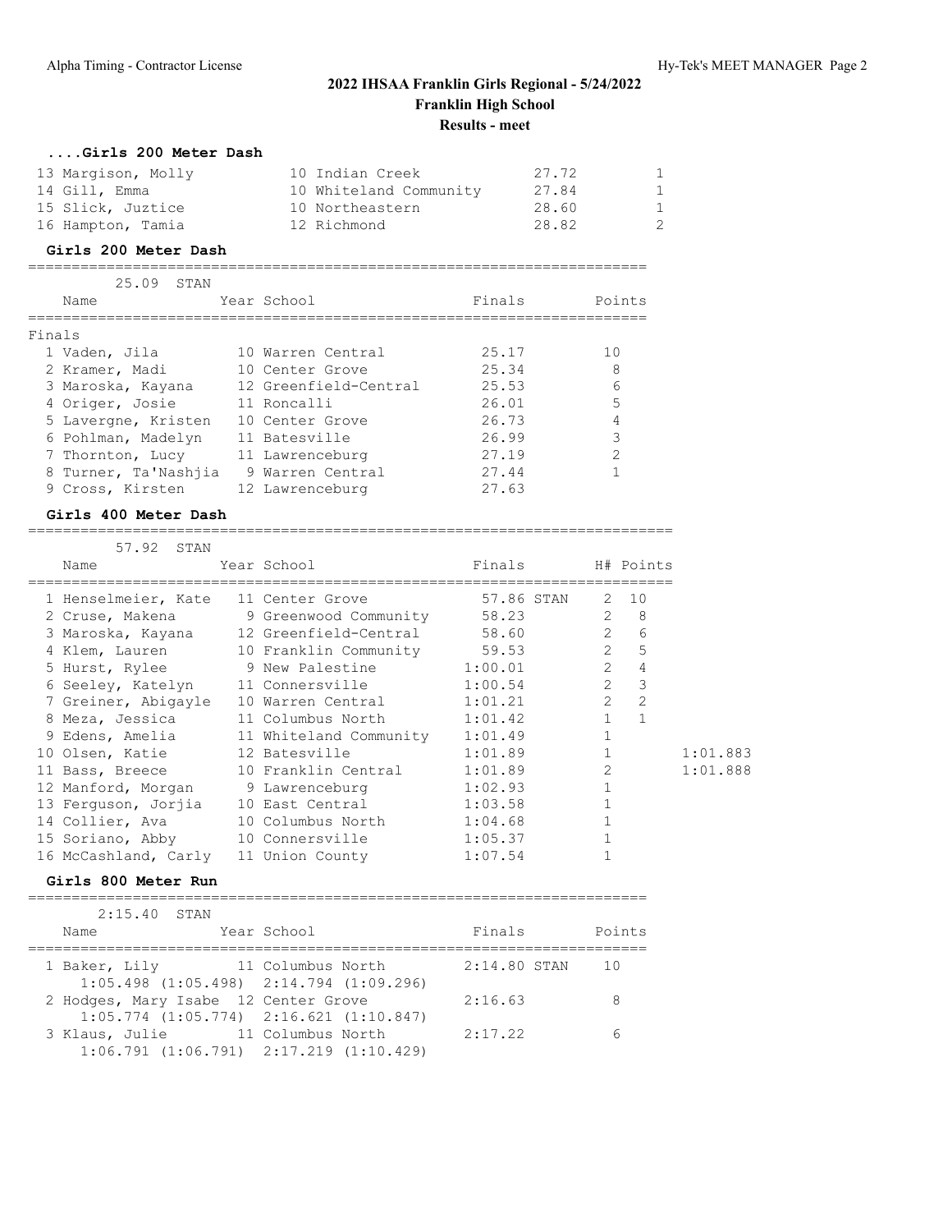# 2022 IHSAA Franklin Girls Regional - 5/24/2022

**Franklin High School**

**Results - meet**

### ....Girls 200 Meter Dash

| Place | Name | Year | School | Finals | H# |
|---|---|---|---|---|---|
| 13 | Margison, Molly | 10 | Indian Creek | 27.72 | 1 |
| 14 | Gill, Emma | 10 | Whiteland Community | 27.84 | 1 |
| 15 | Slick, Juztice | 10 | Northeastern | 28.60 | 1 |
| 16 | Hampton, Tamia | 12 | Richmond | 28.82 | 2 |

### Girls 200 Meter Dash

25.09 STAN

Finals

| Place | Name | Year | School | Finals | Points |
|---|---|---|---|---|---|
| 1 | Vaden, Jila | 10 | Warren Central | 25.17 | 10 |
| 2 | Kramer, Madi | 10 | Center Grove | 25.34 | 8 |
| 3 | Maroska, Kayana | 12 | Greenfield-Central | 25.53 | 6 |
| 4 | Origer, Josie | 11 | Roncalli | 26.01 | 5 |
| 5 | Lavergne, Kristen | 10 | Center Grove | 26.73 | 4 |
| 6 | Pohlman, Madelyn | 11 | Batesville | 26.99 | 3 |
| 7 | Thornton, Lucy | 11 | Lawrenceburg | 27.19 | 2 |
| 8 | Turner, Ta'Nashjia | 9 | Warren Central | 27.44 | 1 |
| 9 | Cross, Kirsten | 12 | Lawrenceburg | 27.63 | |

### Girls 400 Meter Dash

57.92 STAN

| Place | Name | Year | School | Finals | H# | Points | |
|---|---|---|---|---|---|---|---|
| 1 | Henselmeier, Kate | 11 | Center Grove | 57.86 STAN | 2 | 10 | |
| 2 | Cruse, Makena | 9 | Greenwood Community | 58.23 | 2 | 8 | |
| 3 | Maroska, Kayana | 12 | Greenfield-Central | 58.60 | 2 | 6 | |
| 4 | Klem, Lauren | 10 | Franklin Community | 59.53 | 2 | 5 | |
| 5 | Hurst, Rylee | 9 | New Palestine | 1:00.01 | 2 | 4 | |
| 6 | Seeley, Katelyn | 11 | Connersville | 1:00.54 | 2 | 3 | |
| 7 | Greiner, Abigayle | 10 | Warren Central | 1:01.21 | 2 | 2 | |
| 8 | Meza, Jessica | 11 | Columbus North | 1:01.42 | 1 | 1 | |
| 9 | Edens, Amelia | 11 | Whiteland Community | 1:01.49 | 1 | | |
| 10 | Olsen, Katie | 12 | Batesville | 1:01.89 | 1 | | 1:01.883 |
| 11 | Bass, Breece | 10 | Franklin Central | 1:01.89 | 2 | | 1:01.888 |
| 12 | Manford, Morgan | 9 | Lawrenceburg | 1:02.93 | 1 | | |
| 13 | Ferguson, Jorjia | 10 | East Central | 1:03.58 | 1 | | |
| 14 | Collier, Ava | 10 | Columbus North | 1:04.68 | 1 | | |
| 15 | Soriano, Abby | 10 | Connersville | 1:05.37 | 1 | | |
| 16 | McCashland, Carly | 11 | Union County | 1:07.54 | 1 | | |

### Girls 800 Meter Run

2:15.40 STAN

| Place | Name | Year | School | Finals | Points |
|---|---|---|---|---|---|
| 1 | Baker, Lily | 11 | Columbus North | 2:14.80 STAN | 10 |
| | 1:05.498 (1:05.498) 2:14.794 (1:09.296) | | | | |
| 2 | Hodges, Mary Isabe | 12 | Center Grove | 2:16.63 | 8 |
| | 1:05.774 (1:05.774) 2:16.621 (1:10.847) | | | | |
| 3 | Klaus, Julie | 11 | Columbus North | 2:17.22 | 6 |
| | 1:06.791 (1:06.791) 2:17.219 (1:10.429) | | | | |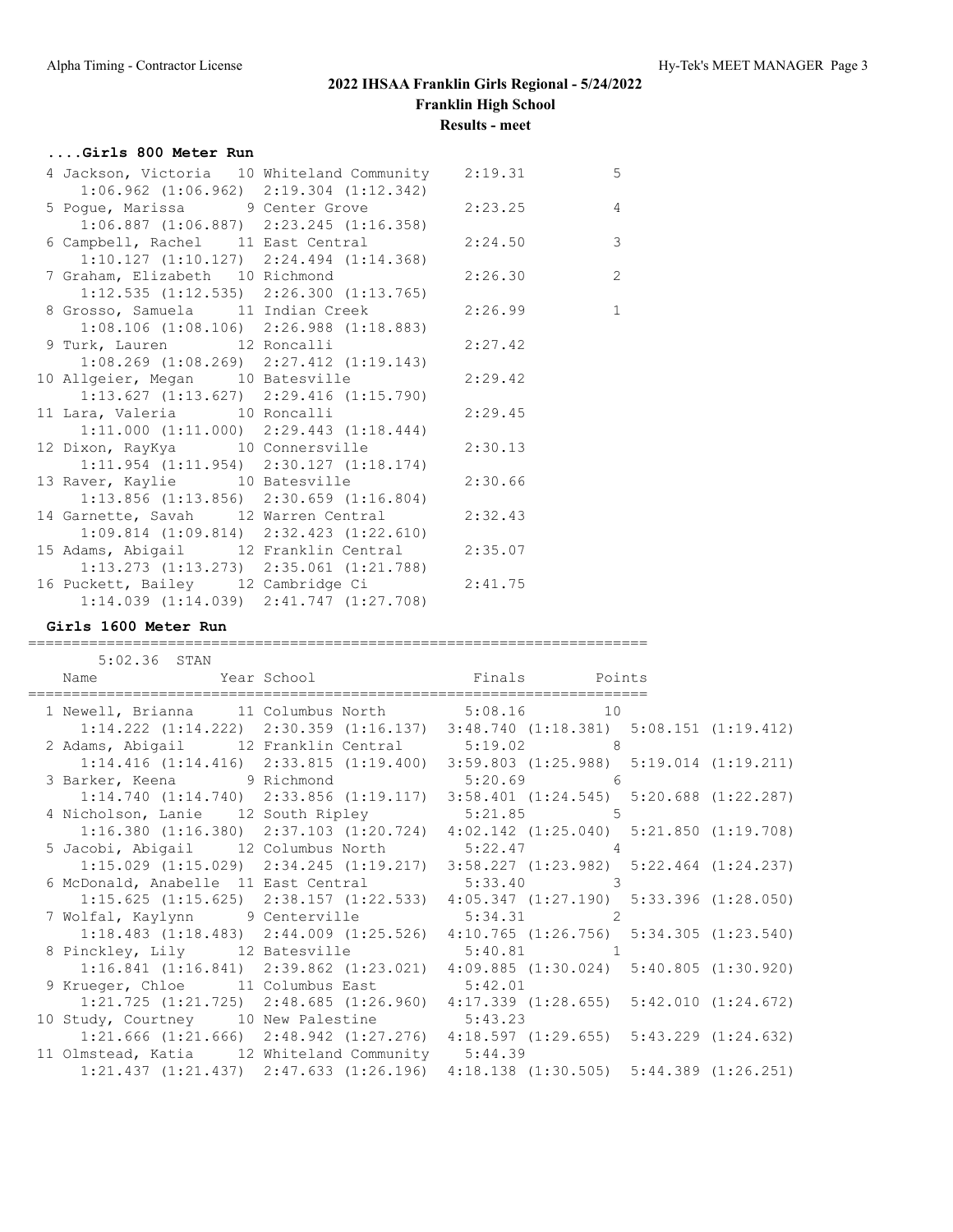# 2022 IHSAA Franklin Girls Regional - 5/24/2022

**Franklin High School**

**Results - meet**

### ....Girls 800 Meter Run

| Place | Name | Year | School | Finals | Points |
|---|---|---|---|---|---|
| 4 | Jackson, Victoria | 10 | Whiteland Community | 2:19.31 | 5 |
| | 1:06.962 (1:06.962) 2:19.304 (1:12.342) | | | | |
| 5 | Pogue, Marissa | 9 | Center Grove | 2:23.25 | 4 |
| | 1:06.887 (1:06.887) 2:23.245 (1:16.358) | | | | |
| 6 | Campbell, Rachel | 11 | East Central | 2:24.50 | 3 |
| | 1:10.127 (1:10.127) 2:24.494 (1:14.368) | | | | |
| 7 | Graham, Elizabeth | 10 | Richmond | 2:26.30 | 2 |
| | 1:12.535 (1:12.535) 2:26.300 (1:13.765) | | | | |
| 8 | Grosso, Samuela | 11 | Indian Creek | 2:26.99 | 1 |
| | 1:08.106 (1:08.106) 2:26.988 (1:18.883) | | | | |
| 9 | Turk, Lauren | 12 | Roncalli | 2:27.42 | |
| | 1:08.269 (1:08.269) 2:27.412 (1:19.143) | | | | |
| 10 | Allgeier, Megan | 10 | Batesville | 2:29.42 | |
| | 1:13.627 (1:13.627) 2:29.416 (1:15.790) | | | | |
| 11 | Lara, Valeria | 10 | Roncalli | 2:29.45 | |
| | 1:11.000 (1:11.000) 2:29.443 (1:18.444) | | | | |
| 12 | Dixon, RayKya | 10 | Connersville | 2:30.13 | |
| | 1:11.954 (1:11.954) 2:30.127 (1:18.174) | | | | |
| 13 | Raver, Kaylie | 10 | Batesville | 2:30.66 | |
| | 1:13.856 (1:13.856) 2:30.659 (1:16.804) | | | | |
| 14 | Garnette, Savah | 12 | Warren Central | 2:32.43 | |
| | 1:09.814 (1:09.814) 2:32.423 (1:22.610) | | | | |
| 15 | Adams, Abigail | 12 | Franklin Central | 2:35.07 | |
| | 1:13.273 (1:13.273) 2:35.061 (1:21.788) | | | | |
| 16 | Puckett, Bailey | 12 | Cambridge Ci | 2:41.75 | |
| | 1:14.039 (1:14.039) 2:41.747 (1:27.708) | | | | |

### Girls 1600 Meter Run

5:02.36 STAN

| Place | Name | Year | School | Finals | Points |
|---|---|---|---|---|---|
| 1 | Newell, Brianna | 11 | Columbus North | 5:08.16 | 10 |
| | 1:14.222 (1:14.222) 2:30.359 (1:16.137) 3:48.740 (1:18.381) 5:08.151 (1:19.412) | | | | |
| 2 | Adams, Abigail | 12 | Franklin Central | 5:19.02 | 8 |
| | 1:14.416 (1:14.416) 2:33.815 (1:19.400) 3:59.803 (1:25.988) 5:19.014 (1:19.211) | | | | |
| 3 | Barker, Keena | 9 | Richmond | 5:20.69 | 6 |
| | 1:14.740 (1:14.740) 2:33.856 (1:19.117) 3:58.401 (1:24.545) 5:20.688 (1:22.287) | | | | |
| 4 | Nicholson, Lanie | 12 | South Ripley | 5:21.85 | 5 |
| | 1:16.380 (1:16.380) 2:37.103 (1:20.724) 4:02.142 (1:25.040) 5:21.850 (1:19.708) | | | | |
| 5 | Jacobi, Abigail | 12 | Columbus North | 5:22.47 | 4 |
| | 1:15.029 (1:15.029) 2:34.245 (1:19.217) 3:58.227 (1:23.982) 5:22.464 (1:24.237) | | | | |
| 6 | McDonald, Anabelle | 11 | East Central | 5:33.40 | 3 |
| | 1:15.625 (1:15.625) 2:38.157 (1:22.533) 4:05.347 (1:27.190) 5:33.396 (1:28.050) | | | | |
| 7 | Wolfal, Kaylynn | 9 | Centerville | 5:34.31 | 2 |
| | 1:18.483 (1:18.483) 2:44.009 (1:25.526) 4:10.765 (1:26.756) 5:34.305 (1:23.540) | | | | |
| 8 | Pinckley, Lily | 12 | Batesville | 5:40.81 | 1 |
| | 1:16.841 (1:16.841) 2:39.862 (1:23.021) 4:09.885 (1:30.024) 5:40.805 (1:30.920) | | | | |
| 9 | Krueger, Chloe | 11 | Columbus East | 5:42.01 | |
| | 1:21.725 (1:21.725) 2:48.685 (1:26.960) 4:17.339 (1:28.655) 5:42.010 (1:24.672) | | | | |
| 10 | Study, Courtney | 10 | New Palestine | 5:43.23 | |
| | 1:21.666 (1:21.666) 2:48.942 (1:27.276) 4:18.597 (1:29.655) 5:43.229 (1:24.632) | | | | |
| 11 | Olmstead, Katia | 12 | Whiteland Community | 5:44.39 | |
| | 1:21.437 (1:21.437) 2:47.633 (1:26.196) 4:18.138 (1:30.505) 5:44.389 (1:26.251) | | | | |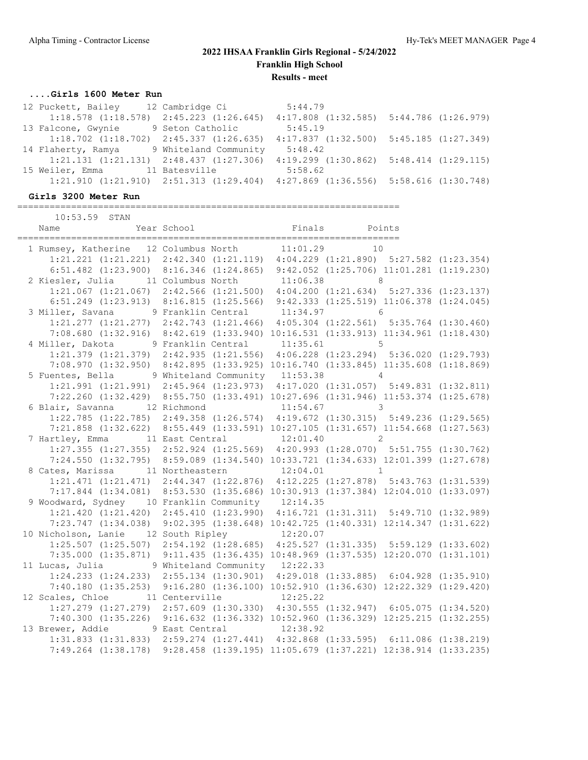# 2022 IHSAA Franklin Girls Regional - 5/24/2022

## Franklin High School

### Results - meet

#### ....Girls 1600 Meter Run

```
12 Puckett, Bailey     12 Cambridge Ci          5:44.79
     1:18.578 (1:18.578)  2:45.223 (1:26.645)  4:17.808 (1:32.585)  5:44.786 (1:26.979)
13 Falcone, Gwynie      9 Seton Catholic        5:45.19
     1:18.702 (1:18.702)  2:45.337 (1:26.635)  4:17.837 (1:32.500)  5:45.185 (1:27.349)
14 Flaherty, Ramya      9 Whiteland Community   5:48.42
     1:21.131 (1:21.131)  2:48.437 (1:27.306)  4:19.299 (1:30.862)  5:48.414 (1:29.115)
15 Weiler, Emma        11 Batesville            5:58.62
     1:21.910 (1:21.910)  2:51.313 (1:29.404)  4:27.869 (1:36.556)  5:58.616 (1:30.748)
```

#### Girls 3200 Meter Run

```
=======================================================================
     10:53.59  STAN
   Name                 Year School                 Finals      Points
=======================================================================
  1 Rumsey, Katherine   12 Columbus North         11:01.29       10
     1:21.221 (1:21.221)  2:42.340 (1:21.119)  4:04.229 (1:21.890)  5:27.582 (1:23.354)
     6:51.482 (1:23.900)  8:16.346 (1:24.865)  9:42.052 (1:25.706) 11:01.281 (1:19.230)
  2 Kiesler, Julia      11 Columbus North         11:06.38        8
     1:21.067 (1:21.067)  2:42.566 (1:21.500)  4:04.200 (1:21.634)  5:27.336 (1:23.137)
     6:51.249 (1:23.913)  8:16.815 (1:25.566)  9:42.333 (1:25.519) 11:06.378 (1:24.045)
  3 Miller, Savana       9 Franklin Central       11:34.97        6
     1:21.277 (1:21.277)  2:42.743 (1:21.466)  4:05.304 (1:22.561)  5:35.764 (1:30.460)
     7:08.680 (1:32.916)  8:42.619 (1:33.940) 10:16.531 (1:33.913) 11:34.961 (1:18.430)
  4 Miller, Dakota       9 Franklin Central       11:35.61        5
     1:21.379 (1:21.379)  2:42.935 (1:21.556)  4:06.228 (1:23.294)  5:36.020 (1:29.793)
     7:08.970 (1:32.950)  8:42.895 (1:33.925) 10:16.740 (1:33.845) 11:35.608 (1:18.869)
  5 Fuentes, Bella       9 Whiteland Community    11:53.38        4
     1:21.991 (1:21.991)  2:45.964 (1:23.973)  4:17.020 (1:31.057)  5:49.831 (1:32.811)
     7:22.260 (1:32.429)  8:55.750 (1:33.491) 10:27.696 (1:31.946) 11:53.374 (1:25.678)
  6 Blair, Savanna      12 Richmond               11:54.67        3
     1:22.785 (1:22.785)  2:49.358 (1:26.574)  4:19.672 (1:30.315)  5:49.236 (1:29.565)
     7:21.858 (1:32.622)  8:55.449 (1:33.591) 10:27.105 (1:31.657) 11:54.668 (1:27.563)
  7 Hartley, Emma       11 East Central           12:01.40        2
     1:27.355 (1:27.355)  2:52.924 (1:25.569)  4:20.993 (1:28.070)  5:51.755 (1:30.762)
     7:24.550 (1:32.795)  8:59.089 (1:34.540) 10:33.721 (1:34.633) 12:01.399 (1:27.678)
  8 Cates, Marissa      11 Northeastern           12:04.01        1
     1:21.471 (1:21.471)  2:44.347 (1:22.876)  4:12.225 (1:27.878)  5:43.763 (1:31.539)
     7:17.844 (1:34.081)  8:53.530 (1:35.686) 10:30.913 (1:37.384) 12:04.010 (1:33.097)
  9 Woodward, Sydney    10 Franklin Community     12:14.35
     1:21.420 (1:21.420)  2:45.410 (1:23.990)  4:16.721 (1:31.311)  5:49.710 (1:32.989)
     7:23.747 (1:34.038)  9:02.395 (1:38.648) 10:42.725 (1:40.331) 12:14.347 (1:31.622)
 10 Nicholson, Lanie    12 South Ripley           12:20.07
     1:25.507 (1:25.507)  2:54.192 (1:28.685)  4:25.527 (1:31.335)  5:59.129 (1:33.602)
     7:35.000 (1:35.871)  9:11.435 (1:36.435) 10:48.969 (1:37.535) 12:20.070 (1:31.101)
 11 Lucas, Julia         9 Whiteland Community    12:22.33
     1:24.233 (1:24.233)  2:55.134 (1:30.901)  4:29.018 (1:33.885)  6:04.928 (1:35.910)
     7:40.180 (1:35.253)  9:16.280 (1:36.100) 10:52.910 (1:36.630) 12:22.329 (1:29.420)
 12 Scales, Chloe       11 Centerville            12:25.22
     1:27.279 (1:27.279)  2:57.609 (1:30.330)  4:30.555 (1:32.947)  6:05.075 (1:34.520)
     7:40.300 (1:35.226)  9:16.632 (1:36.332) 10:52.960 (1:36.329) 12:25.215 (1:32.255)
 13 Brewer, Addie        9 East Central           12:38.92
     1:31.833 (1:31.833)  2:59.274 (1:27.441)  4:32.868 (1:33.595)  6:11.086 (1:38.219)
     7:49.264 (1:38.178)  9:28.458 (1:39.195) 11:05.679 (1:37.221) 12:38.914 (1:33.235)
```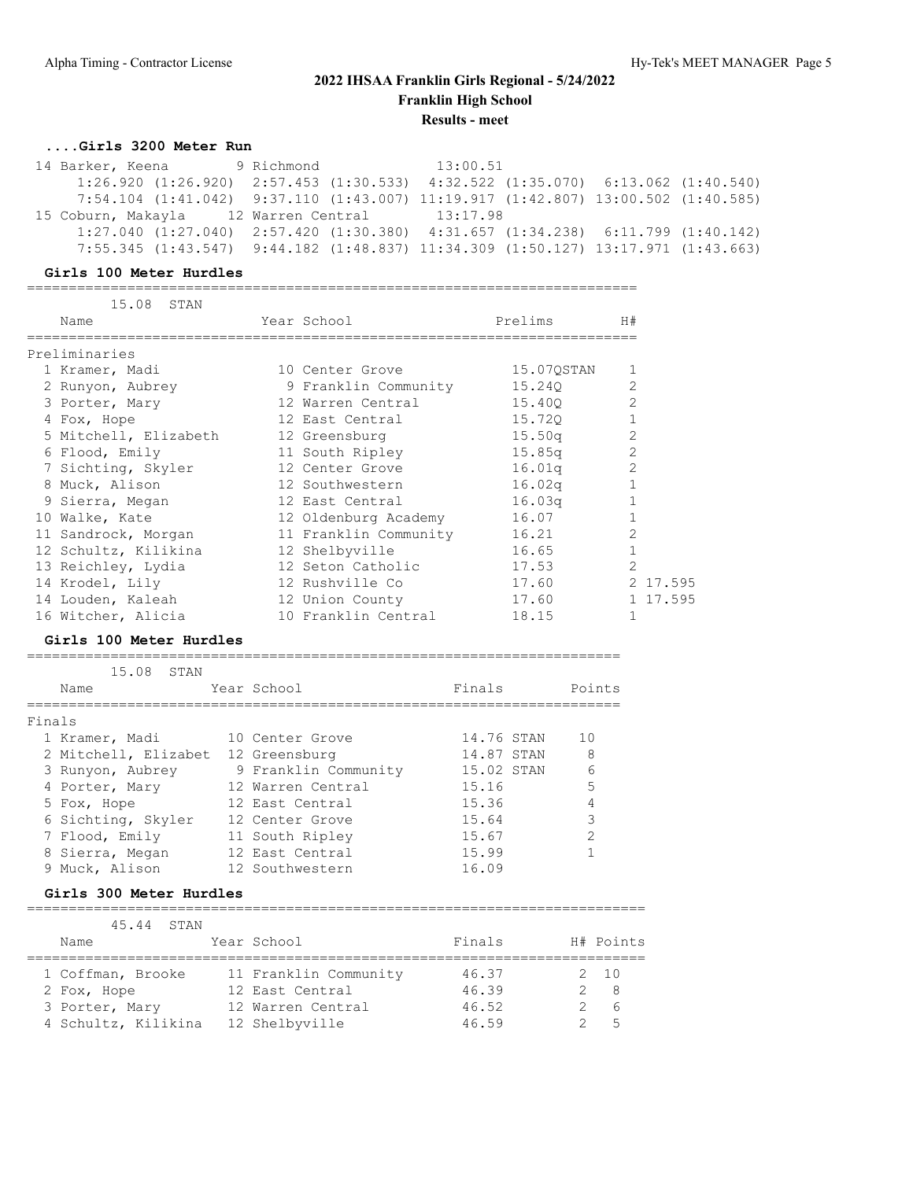# 2022 IHSAA Franklin Girls Regional - 5/24/2022

**Franklin High School**

**Results - meet**

### ....Girls 3200 Meter Run

| Place | Name | Year | School | Finals |
|---|---|---|---|---|
| 14 | Barker, Keena | 9 | Richmond | 13:00.51 |
| | 1:26.920 (1:26.920) 2:57.453 (1:30.533) 4:32.522 (1:35.070) 6:13.062 (1:40.540) | | | |
| | 7:54.104 (1:41.042) 9:37.110 (1:43.007) 11:19.917 (1:42.807) 13:00.502 (1:40.585) | | | |
| 15 | Coburn, Makayla | 12 | Warren Central | 13:17.98 |
| | 1:27.040 (1:27.040) 2:57.420 (1:30.380) 4:31.657 (1:34.238) 6:11.799 (1:40.142) | | | |
| | 7:55.345 (1:43.547) 9:44.182 (1:48.837) 11:34.309 (1:50.127) 13:17.971 (1:43.663) | | | |

### Girls 100 Meter Hurdles

15.08 STAN

**Preliminaries**

| Place | Name | Year | School | Prelims | H# | |
|---|---|---|---|---|---|---|
| 1 | Kramer, Madi | 10 | Center Grove | 15.07QSTAN | 1 | |
| 2 | Runyon, Aubrey | 9 | Franklin Community | 15.24Q | 2 | |
| 3 | Porter, Mary | 12 | Warren Central | 15.40Q | 2 | |
| 4 | Fox, Hope | 12 | East Central | 15.72Q | 1 | |
| 5 | Mitchell, Elizabeth | 12 | Greensburg | 15.50q | 2 | |
| 6 | Flood, Emily | 11 | South Ripley | 15.85q | 2 | |
| 7 | Sichting, Skyler | 12 | Center Grove | 16.01q | 2 | |
| 8 | Muck, Alison | 12 | Southwestern | 16.02q | 1 | |
| 9 | Sierra, Megan | 12 | East Central | 16.03q | 1 | |
| 10 | Walke, Kate | 12 | Oldenburg Academy | 16.07 | 1 | |
| 11 | Sandrock, Morgan | 11 | Franklin Community | 16.21 | 2 | |
| 12 | Schultz, Kilikina | 12 | Shelbyville | 16.65 | 1 | |
| 13 | Reichley, Lydia | 12 | Seton Catholic | 17.53 | 2 | |
| 14 | Krodel, Lily | 12 | Rushville Co | 17.60 | 2 | 17.595 |
| 14 | Louden, Kaleah | 12 | Union County | 17.60 | 1 | 17.595 |
| 16 | Witcher, Alicia | 10 | Franklin Central | 18.15 | 1 | |

### Girls 100 Meter Hurdles

15.08 STAN

**Finals**

| Place | Name | Year | School | Finals | Points |
|---|---|---|---|---|---|
| 1 | Kramer, Madi | 10 | Center Grove | 14.76 STAN | 10 |
| 2 | Mitchell, Elizabet | 12 | Greensburg | 14.87 STAN | 8 |
| 3 | Runyon, Aubrey | 9 | Franklin Community | 15.02 STAN | 6 |
| 4 | Porter, Mary | 12 | Warren Central | 15.16 | 5 |
| 5 | Fox, Hope | 12 | East Central | 15.36 | 4 |
| 6 | Sichting, Skyler | 12 | Center Grove | 15.64 | 3 |
| 7 | Flood, Emily | 11 | South Ripley | 15.67 | 2 |
| 8 | Sierra, Megan | 12 | East Central | 15.99 | 1 |
| 9 | Muck, Alison | 12 | Southwestern | 16.09 | |

### Girls 300 Meter Hurdles

45.44 STAN

| Place | Name | Year | School | Finals | H# | Points |
|---|---|---|---|---|---|---|
| 1 | Coffman, Brooke | 11 | Franklin Community | 46.37 | 2 | 10 |
| 2 | Fox, Hope | 12 | East Central | 46.39 | 2 | 8 |
| 3 | Porter, Mary | 12 | Warren Central | 46.52 | 2 | 6 |
| 4 | Schultz, Kilikina | 12 | Shelbyville | 46.59 | 2 | 5 |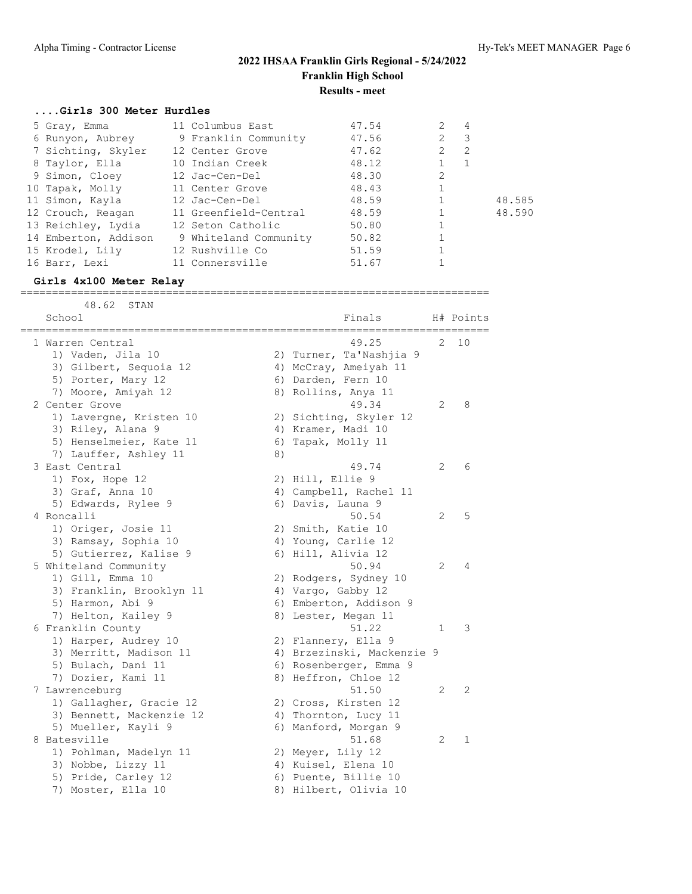# 2022 IHSAA Franklin Girls Regional - 5/24/2022

**Franklin High School**

**Results - meet**

### ....Girls 300 Meter Hurdles

| Place | Name | Yr | School | Finals | H# | Points | |
|---|---|---|---|---|---|---|---|
| 5 | Gray, Emma | 11 | Columbus East | 47.54 | 2 | 4 | |
| 6 | Runyon, Aubrey | 9 | Franklin Community | 47.56 | 2 | 3 | |
| 7 | Sichting, Skyler | 12 | Center Grove | 47.62 | 2 | 2 | |
| 8 | Taylor, Ella | 10 | Indian Creek | 48.12 | 1 | 1 | |
| 9 | Simon, Cloey | 12 | Jac-Cen-Del | 48.30 | 2 | | |
| 10 | Tapak, Molly | 11 | Center Grove | 48.43 | 1 | | |
| 11 | Simon, Kayla | 12 | Jac-Cen-Del | 48.59 | 1 | | 48.585 |
| 12 | Crouch, Reagan | 11 | Greenfield-Central | 48.59 | 1 | | 48.590 |
| 13 | Reichley, Lydia | 12 | Seton Catholic | 50.80 | 1 | | |
| 14 | Emberton, Addison | 9 | Whiteland Community | 50.82 | 1 | | |
| 15 | Krodel, Lily | 12 | Rushville Co | 51.59 | 1 | | |
| 16 | Barr, Lexi | 11 | Connersville | 51.67 | 1 | | |

### Girls 4x100 Meter Relay

48.62 STAN

| Place | School | Finals | H# | Points |
|---|---|---|---|---|
| 1 | Warren Central | 49.25 | 2 | 10 |
| | 1) Vaden, Jila 10; 2) Turner, Ta'Nashjia 9; 3) Gilbert, Sequoia 12; 4) McCray, Ameiyah 11; 5) Porter, Mary 12; 6) Darden, Fern 10; 7) Moore, Amiyah 12; 8) Rollins, Anya 11 | | | |
| 2 | Center Grove | 49.34 | 2 | 8 |
| | 1) Lavergne, Kristen 10; 2) Sichting, Skyler 12; 3) Riley, Alana 9; 4) Kramer, Madi 10; 5) Henselmeier, Kate 11; 6) Tapak, Molly 11; 7) Lauffer, Ashley 11; 8) | | | |
| 3 | East Central | 49.74 | 2 | 6 |
| | 1) Fox, Hope 12; 2) Hill, Ellie 9; 3) Graf, Anna 10; 4) Campbell, Rachel 11; 5) Edwards, Rylee 9; 6) Davis, Launa 9 | | | |
| 4 | Roncalli | 50.54 | 2 | 5 |
| | 1) Origer, Josie 11; 2) Smith, Katie 10; 3) Ramsay, Sophia 10; 4) Young, Carlie 12; 5) Gutierrez, Kalise 9; 6) Hill, Alivia 12 | | | |
| 5 | Whiteland Community | 50.94 | 2 | 4 |
| | 1) Gill, Emma 10; 2) Rodgers, Sydney 10; 3) Franklin, Brooklyn 11; 4) Vargo, Gabby 12; 5) Harmon, Abi 9; 6) Emberton, Addison 9; 7) Helton, Kailey 9; 8) Lester, Megan 11 | | | |
| 6 | Franklin County | 51.22 | 1 | 3 |
| | 1) Harper, Audrey 10; 2) Flannery, Ella 9; 3) Merritt, Madison 11; 4) Brzezinski, Mackenzie 9; 5) Bulach, Dani 11; 6) Rosenberger, Emma 9; 7) Dozier, Kami 11; 8) Heffron, Chloe 12 | | | |
| 7 | Lawrenceburg | 51.50 | 2 | 2 |
| | 1) Gallagher, Gracie 12; 2) Cross, Kirsten 12; 3) Bennett, Mackenzie 12; 4) Thornton, Lucy 11; 5) Mueller, Kayli 9; 6) Manford, Morgan 9 | | | |
| 8 | Batesville | 51.68 | 2 | 1 |
| | 1) Pohlman, Madelyn 11; 2) Meyer, Lily 12; 3) Nobbe, Lizzy 11; 4) Kuisel, Elena 10; 5) Pride, Carley 12; 6) Puente, Billie 10; 7) Moster, Ella 10; 8) Hilbert, Olivia 10 | | | |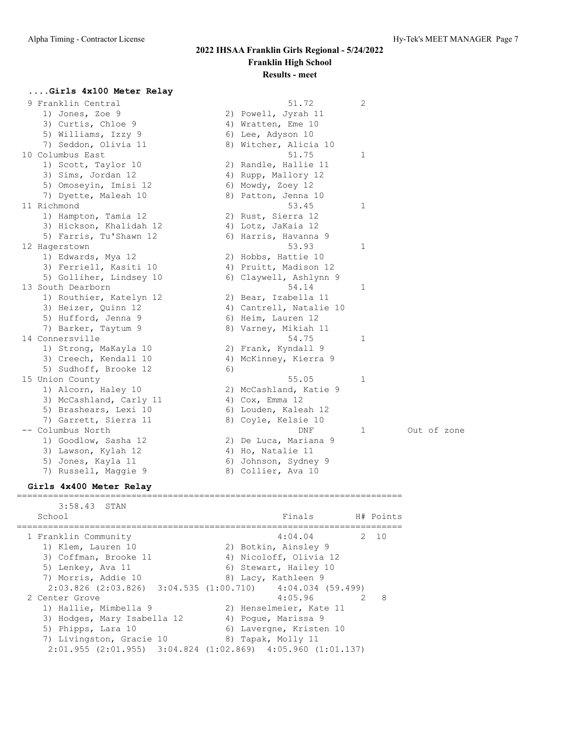## 2022 IHSAA Franklin Girls Regional - 5/24/2022

**Franklin High School**

**Results - meet**

### ....Girls 4x100 Meter Relay

```
  9 Franklin Central                                  51.72         2
     1) Jones, Zoe 9                    2) Powell, Jyrah 11
     3) Curtis, Chloe 9                 4) Wratten, Eme 10
     5) Williams, Izzy 9                6) Lee, Adyson 10
     7) Seddon, Olivia 11               8) Witcher, Alicia 10
 10 Columbus East                                     51.75         1
     1) Scott, Taylor 10                2) Randle, Hallie 11
     3) Sims, Jordan 12                 4) Rupp, Mallory 12
     5) Omoseyin, Imisi 12              6) Mowdy, Zoey 12
     7) Dyette, Maleah 10               8) Patton, Jenna 10
 11 Richmond                                          53.45         1
     1) Hampton, Tamia 12               2) Rust, Sierra 12
     3) Hickson, Khalidah 12            4) Lotz, JaKaia 12
     5) Farris, Tu'Shawn 12             6) Harris, Havanna 9
 12 Hagerstown                                        53.93         1
     1) Edwards, Mya 12                 2) Hobbs, Hattie 10
     3) Ferriell, Kasiti 10             4) Pruitt, Madison 12
     5) Golliher, Lindsey 10            6) Claywell, Ashlynn 9
 13 South Dearborn                                    54.14         1
     1) Routhier, Katelyn 12            2) Bear, Izabella 11
     3) Heizer, Quinn 12                4) Cantrell, Natalie 10
     5) Hufford, Jenna 9                6) Heim, Lauren 12
     7) Barker, Taytum 9                8) Varney, Mikiah 11
 14 Connersville                                      54.75         1
     1) Strong, MaKayla 10              2) Frank, Kyndall 9
     3) Creech, Kendall 10              4) McKinney, Kierra 9
     5) Sudhoff, Brooke 12              6)
 15 Union County                                      55.05         1
     1) Alcorn, Haley 10                2) McCashland, Katie 9
     3) McCashland, Carly 11            4) Cox, Emma 12
     5) Brashears, Lexi 10              6) Louden, Kaleah 12
     7) Garrett, Sierra 11              8) Coyle, Kelsie 10
 -- Columbus North                                      DNF         1        Out of zone
     1) Goodlow, Sasha 12               2) De Luca, Mariana 9
     3) Lawson, Kylah 12                4) Ho, Natalie 11
     5) Jones, Kayla 11                 6) Johnson, Sydney 9
     7) Russell, Maggie 9               8) Collier, Ava 10
```

### Girls 4x400 Meter Relay

```
=========================================================================
       3:58.43  STAN
    School                                            Finals        H# Points
=========================================================================
  1 Franklin Community                                4:04.04        2  10
     1) Klem, Lauren 10                 2) Botkin, Ainsley 9
     3) Coffman, Brooke 11              4) Nicoloff, Olivia 12
     5) Lenkey, Ava 11                  6) Stewart, Hailey 10
     7) Morris, Addie 10                8) Lacy, Kathleen 9
      2:03.826 (2:03.826)  3:04.535 (1:00.710)   4:04.034 (59.499)
  2 Center Grove                                      4:05.96        2   8
     1) Hallie, Mimbella 9              2) Henselmeier, Kate 11
     3) Hodges, Mary Isabella 12        4) Pogue, Marissa 9
     5) Phipps, Lara 10                 6) Lavergne, Kristen 10
     7) Livingston, Gracie 10           8) Tapak, Molly 11
      2:01.955 (2:01.955)  3:04.824 (1:02.869)  4:05.960 (1:01.137)
```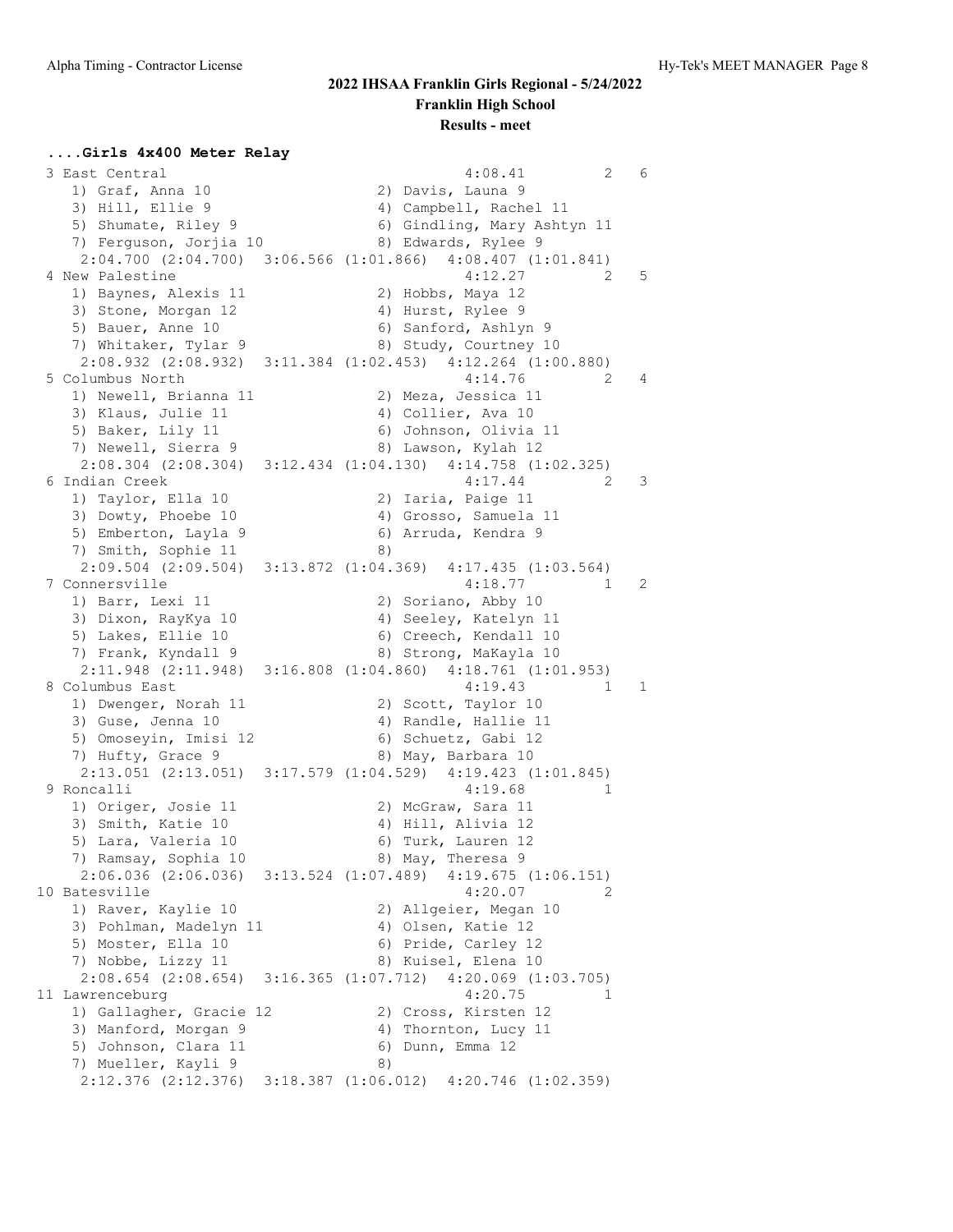# 2022 IHSAA Franklin Girls Regional - 5/24/2022

## Franklin High School

### Results - meet

**....Girls 4x400 Meter Relay**

```
  3 East Central                                      4:08.41         2   6 
     1) Graf, Anna 10                   2) Davis, Launa 9                 
     3) Hill, Ellie 9                   4) Campbell, Rachel 11            
     5) Shumate, Riley 9                6) Gindling, Mary Ashtyn 11       
     7) Ferguson, Jorjia 10             8) Edwards, Rylee 9               
     2:04.700 (2:04.700)  3:06.566 (1:01.866)  4:08.407 (1:01.841)
  4 New Palestine                                     4:12.27         2   5 
     1) Baynes, Alexis 11               2) Hobbs, Maya 12                 
     3) Stone, Morgan 12                4) Hurst, Rylee 9                 
     5) Bauer, Anne 10                  6) Sanford, Ashlyn 9              
     7) Whitaker, Tylar 9               8) Study, Courtney 10             
     2:08.932 (2:08.932)  3:11.384 (1:02.453)  4:12.264 (1:00.880)
  5 Columbus North                                    4:14.76         2   4 
     1) Newell, Brianna 11              2) Meza, Jessica 11               
     3) Klaus, Julie 11                 4) Collier, Ava 10                
     5) Baker, Lily 11                  6) Johnson, Olivia 11             
     7) Newell, Sierra 9                8) Lawson, Kylah 12               
     2:08.304 (2:08.304)  3:12.434 (1:04.130)  4:14.758 (1:02.325)
  6 Indian Creek                                      4:17.44         2   3 
     1) Taylor, Ella 10                 2) Iaria, Paige 11                
     3) Dowty, Phoebe 10                4) Grosso, Samuela 11             
     5) Emberton, Layla 9               6) Arruda, Kendra 9               
     7) Smith, Sophie 11                8)                                
     2:09.504 (2:09.504)  3:13.872 (1:04.369)  4:17.435 (1:03.564)
  7 Connersville                                      4:18.77         1   2 
     1) Barr, Lexi 11                   2) Soriano, Abby 10               
     3) Dixon, RayKya 10                4) Seeley, Katelyn 11             
     5) Lakes, Ellie 10                 6) Creech, Kendall 10             
     7) Frank, Kyndall 9                8) Strong, MaKayla 10             
     2:11.948 (2:11.948)  3:16.808 (1:04.860)  4:18.761 (1:01.953)
  8 Columbus East                                     4:19.43         1   1 
     1) Dwenger, Norah 11               2) Scott, Taylor 10               
     3) Guse, Jenna 10                  4) Randle, Hallie 11              
     5) Omoseyin, Imisi 12              6) Schuetz, Gabi 12               
     7) Hufty, Grace 9                  8) May, Barbara 10                
     2:13.051 (2:13.051)  3:17.579 (1:04.529)  4:19.423 (1:01.845)
  9 Roncalli                                          4:19.68         1     
     1) Origer, Josie 11                2) McGraw, Sara 11                
     3) Smith, Katie 10                 4) Hill, Alivia 12                
     5) Lara, Valeria 10                6) Turk, Lauren 12                
     7) Ramsay, Sophia 10               8) May, Theresa 9                 
     2:06.036 (2:06.036)  3:13.524 (1:07.489)  4:19.675 (1:06.151)
 10 Batesville                                        4:20.07         2     
     1) Raver, Kaylie 10                2) Allgeier, Megan 10             
     3) Pohlman, Madelyn 11             4) Olsen, Katie 12                
     5) Moster, Ella 10                 6) Pride, Carley 12               
     7) Nobbe, Lizzy 11                 8) Kuisel, Elena 10               
     2:08.654 (2:08.654)  3:16.365 (1:07.712)  4:20.069 (1:03.705)
 11 Lawrenceburg                                      4:20.75         1     
     1) Gallagher, Gracie 12            2) Cross, Kirsten 12              
     3) Manford, Morgan 9               4) Thornton, Lucy 11              
     5) Johnson, Clara 11               6) Dunn, Emma 12                  
     7) Mueller, Kayli 9                8)                                
     2:12.376 (2:12.376)  3:18.387 (1:06.012)  4:20.746 (1:02.359)
```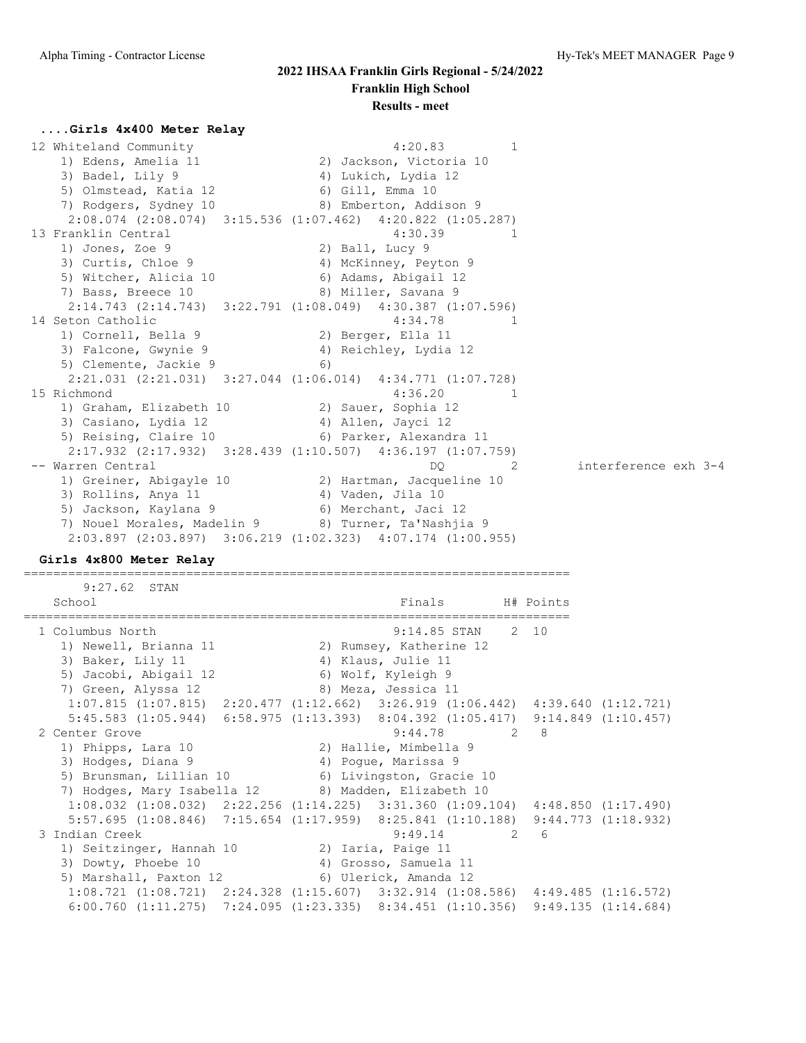## 2022 IHSAA Franklin Girls Regional - 5/24/2022

**Franklin High School**

**Results - meet**

### ....Girls 4x400 Meter Relay

```
 12 Whiteland Community                              4:20.83        1
    1) Edens, Amelia 11               2) Jackson, Victoria 10
    3) Badel, Lily 9                  4) Lukich, Lydia 12
    5) Olmstead, Katia 12             6) Gill, Emma 10
    7) Rodgers, Sydney 10             8) Emberton, Addison 9
     2:08.074 (2:08.074)  3:15.536 (1:07.462)  4:20.822 (1:05.287)
 13 Franklin Central                                 4:30.39        1
    1) Jones, Zoe 9                   2) Ball, Lucy 9
    3) Curtis, Chloe 9                4) McKinney, Peyton 9
    5) Witcher, Alicia 10             6) Adams, Abigail 12
    7) Bass, Breece 10                8) Miller, Savana 9
     2:14.743 (2:14.743)  3:22.791 (1:08.049)  4:30.387 (1:07.596)
 14 Seton Catholic                                   4:34.78        1
    1) Cornell, Bella 9               2) Berger, Ella 11
    3) Falcone, Gwynie 9              4) Reichley, Lydia 12
    5) Clemente, Jackie 9             6)
     2:21.031 (2:21.031)  3:27.044 (1:06.014)  4:34.771 (1:07.728)
 15 Richmond                                         4:36.20        1
    1) Graham, Elizabeth 10           2) Sauer, Sophia 12
    3) Casiano, Lydia 12              4) Allen, Jayci 12
    5) Reising, Claire 10             6) Parker, Alexandra 11
     2:17.932 (2:17.932)  3:28.439 (1:10.507)  4:36.197 (1:07.759)
 -- Warren Central                                        DQ        2        interference exh 3-4
    1) Greiner, Abigayle 10           2) Hartman, Jacqueline 10
    3) Rollins, Anya 11               4) Vaden, Jila 10
    5) Jackson, Kaylana 9             6) Merchant, Jaci 12
    7) Nouel Morales, Madelin 9       8) Turner, Ta'Nashjia 9
     2:03.897 (2:03.897)  3:06.219 (1:02.323)  4:07.174 (1:00.955)
```

### Girls 4x800 Meter Relay

```
===========================================================================
       9:27.62  STAN
    School                                           Finals        H# Points
===========================================================================
  1 Columbus North                                   9:14.85 STAN    2  10
    1) Newell, Brianna 11             2) Rumsey, Katherine 12
    3) Baker, Lily 11                 4) Klaus, Julie 11
    5) Jacobi, Abigail 12             6) Wolf, Kyleigh 9
    7) Green, Alyssa 12               8) Meza, Jessica 11
     1:07.815 (1:07.815)  2:20.477 (1:12.662)  3:26.919 (1:06.442)  4:39.640 (1:12.721)
     5:45.583 (1:05.944)  6:58.975 (1:13.393)  8:04.392 (1:05.417)  9:14.849 (1:10.457)
  2 Center Grove                                     9:44.78        2   8
    1) Phipps, Lara 10                2) Hallie, Mimbella 9
    3) Hodges, Diana 9                4) Pogue, Marissa 9
    5) Brunsman, Lillian 10           6) Livingston, Gracie 10
    7) Hodges, Mary Isabella 12       8) Madden, Elizabeth 10
     1:08.032 (1:08.032)  2:22.256 (1:14.225)  3:31.360 (1:09.104)  4:48.850 (1:17.490)
     5:57.695 (1:08.846)  7:15.654 (1:17.959)  8:25.841 (1:10.188)  9:44.773 (1:18.932)
  3 Indian Creek                                     9:49.14        2   6
    1) Seitzinger, Hannah 10          2) Iaria, Paige 11
    3) Dowty, Phoebe 10               4) Grosso, Samuela 11
    5) Marshall, Paxton 12            6) Ulerick, Amanda 12
     1:08.721 (1:08.721)  2:24.328 (1:15.607)  3:32.914 (1:08.586)  4:49.485 (1:16.572)
     6:00.760 (1:11.275)  7:24.095 (1:23.335)  8:34.451 (1:10.356)  9:49.135 (1:14.684)
```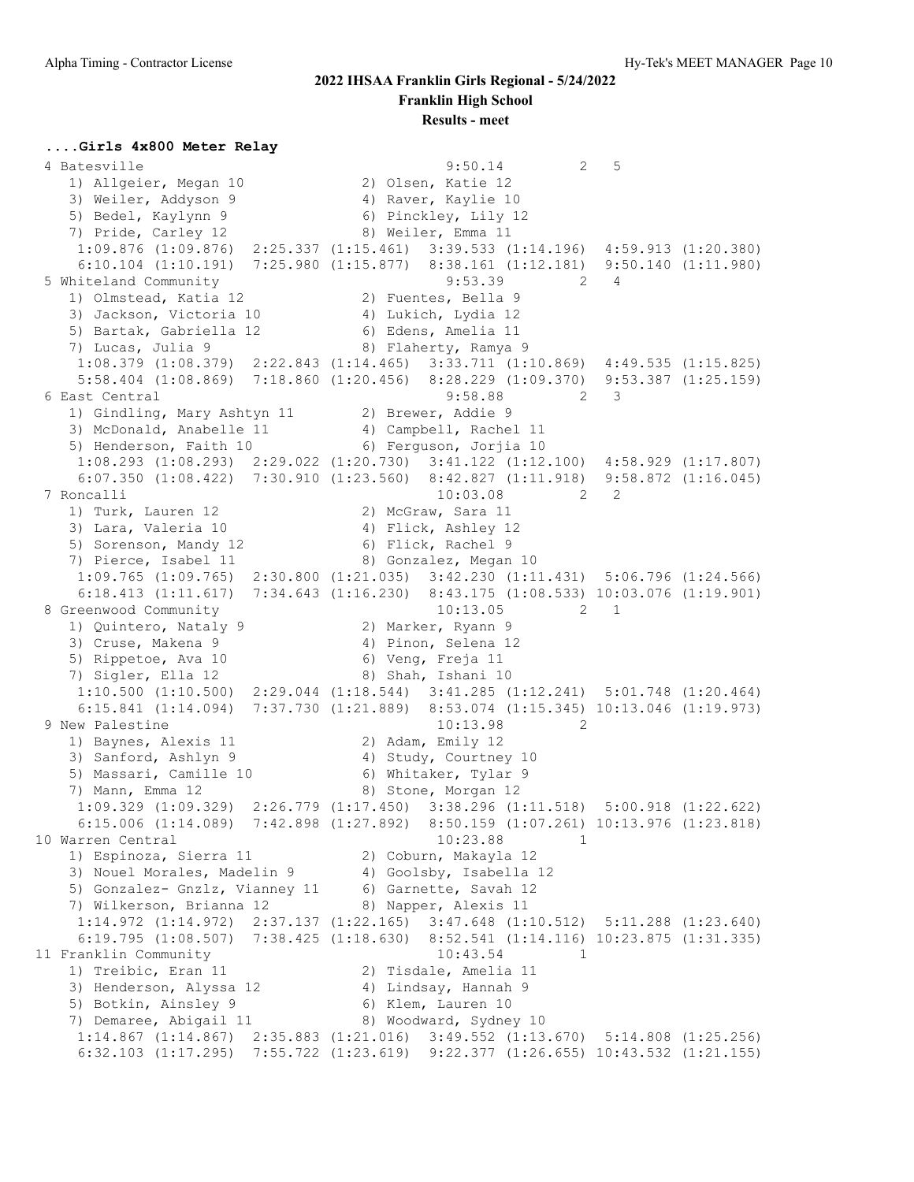## 2022 IHSAA Franklin Girls Regional - 5/24/2022

**Franklin High School**

**Results - meet**

**....Girls 4x800 Meter Relay**

```
 4 Batesville                                         9:50.14        2   5 
    1) Allgeier, Megan 10             2) Olsen, Katie 12                
    3) Weiler, Addyson 9              4) Raver, Kaylie 10               
    5) Bedel, Kaylynn 9               6) Pinckley, Lily 12              
    7) Pride, Carley 12               8) Weiler, Emma 11                
     1:09.876 (1:09.876)  2:25.337 (1:15.461)  3:39.533 (1:14.196)  4:59.913 (1:20.380)
     6:10.104 (1:10.191)  7:25.980 (1:15.877)  8:38.161 (1:12.181)  9:50.140 (1:11.980)
 5 Whiteland Community                                9:53.39        2   4 
    1) Olmstead, Katia 12             2) Fuentes, Bella 9               
    3) Jackson, Victoria 10           4) Lukich, Lydia 12               
    5) Bartak, Gabriella 12           6) Edens, Amelia 11               
    7) Lucas, Julia 9                 8) Flaherty, Ramya 9              
     1:08.379 (1:08.379)  2:22.843 (1:14.465)  3:33.711 (1:10.869)  4:49.535 (1:15.825)
     5:58.404 (1:08.869)  7:18.860 (1:20.456)  8:28.229 (1:09.370)  9:53.387 (1:25.159)
 6 East Central                                       9:58.88        2   3 
    1) Gindling, Mary Ashtyn 11       2) Brewer, Addie 9                
    3) McDonald, Anabelle 11          4) Campbell, Rachel 11            
    5) Henderson, Faith 10            6) Ferguson, Jorjia 10            
     1:08.293 (1:08.293)  2:29.022 (1:20.730)  3:41.122 (1:12.100)  4:58.929 (1:17.807)
     6:07.350 (1:08.422)  7:30.910 (1:23.560)  8:42.827 (1:11.918)  9:58.872 (1:16.045)
 7 Roncalli                                          10:03.08        2   2 
    1) Turk, Lauren 12                2) McGraw, Sara 11                
    3) Lara, Valeria 10               4) Flick, Ashley 12               
    5) Sorenson, Mandy 12             6) Flick, Rachel 9                
    7) Pierce, Isabel 11              8) Gonzalez, Megan 10             
     1:09.765 (1:09.765)  2:30.800 (1:21.035)  3:42.230 (1:11.431)  5:06.796 (1:24.566)
     6:18.413 (1:11.617)  7:34.643 (1:16.230)  8:43.175 (1:08.533) 10:03.076 (1:19.901)
 8 Greenwood Community                               10:13.05        2   1 
    1) Quintero, Nataly 9             2) Marker, Ryann 9                
    3) Cruse, Makena 9                4) Pinon, Selena 12               
    5) Rippetoe, Ava 10               6) Veng, Freja 11                 
    7) Sigler, Ella 12                8) Shah, Ishani 10                
     1:10.500 (1:10.500)  2:29.044 (1:18.544)  3:41.285 (1:12.241)  5:01.748 (1:20.464)
     6:15.841 (1:14.094)  7:37.730 (1:21.889)  8:53.074 (1:15.345) 10:13.046 (1:19.973)
 9 New Palestine                                     10:13.98        2 
    1) Baynes, Alexis 11              2) Adam, Emily 12                 
    3) Sanford, Ashlyn 9              4) Study, Courtney 10             
    5) Massari, Camille 10            6) Whitaker, Tylar 9              
    7) Mann, Emma 12                  8) Stone, Morgan 12               
     1:09.329 (1:09.329)  2:26.779 (1:17.450)  3:38.296 (1:11.518)  5:00.918 (1:22.622)
     6:15.006 (1:14.089)  7:42.898 (1:27.892)  8:50.159 (1:07.261) 10:13.976 (1:23.818)
10 Warren Central                                    10:23.88        1 
    1) Espinoza, Sierra 11            2) Coburn, Makayla 12             
    3) Nouel Morales, Madelin 9       4) Goolsby, Isabella 12           
    5) Gonzalez- Gnzlz, Vianney 11    6) Garnette, Savah 12             
    7) Wilkerson, Brianna 12          8) Napper, Alexis 11              
     1:14.972 (1:14.972)  2:37.137 (1:22.165)  3:47.648 (1:10.512)  5:11.288 (1:23.640)
     6:19.795 (1:08.507)  7:38.425 (1:18.630)  8:52.541 (1:14.116) 10:23.875 (1:31.335)
11 Franklin Community                                10:43.54        1 
    1) Treibic, Eran 11               2) Tisdale, Amelia 11             
    3) Henderson, Alyssa 12           4) Lindsay, Hannah 9              
    5) Botkin, Ainsley 9              6) Klem, Lauren 10                
    7) Demaree, Abigail 11            8) Woodward, Sydney 10            
     1:14.867 (1:14.867)  2:35.883 (1:21.016)  3:49.552 (1:13.670)  5:14.808 (1:25.256)
     6:32.103 (1:17.295)  7:55.722 (1:23.619)  9:22.377 (1:26.655) 10:43.532 (1:21.155)
```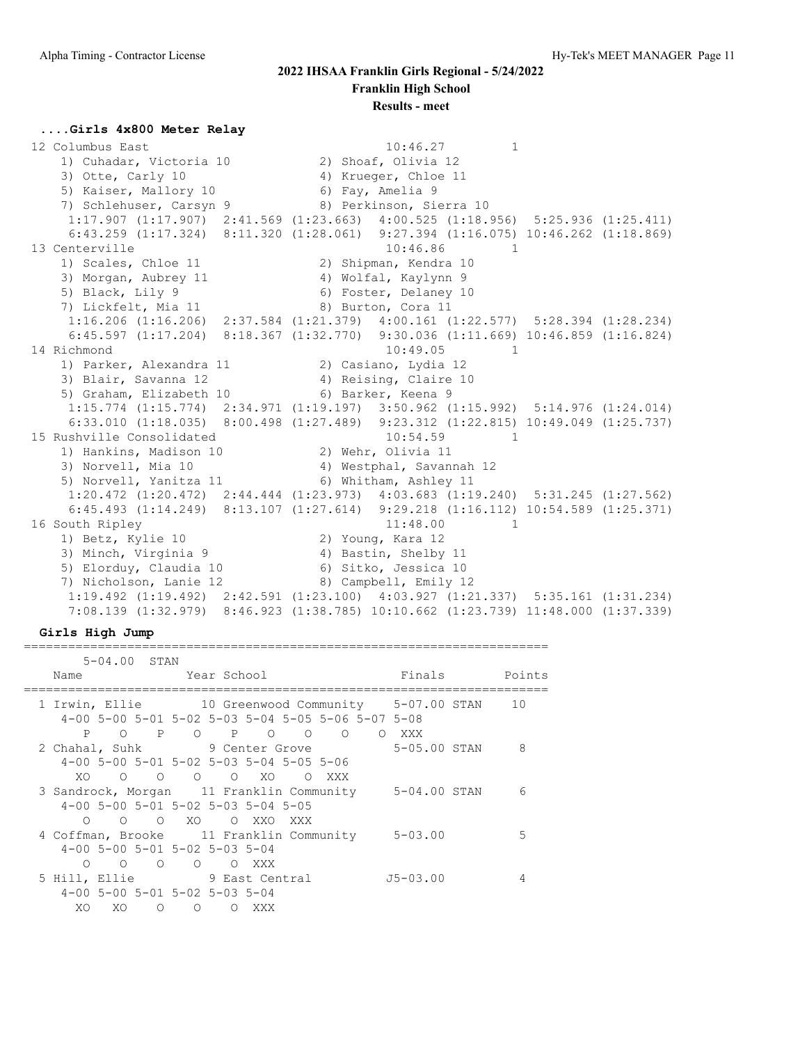## 2022 IHSAA Franklin Girls Regional - 5/24/2022

**Franklin High School**

**Results - meet**

### ....Girls 4x800 Meter Relay

```
 12 Columbus East                                   10:46.27         1
    1) Cuhadar, Victoria 10            2) Shoaf, Olivia 12
    3) Otte, Carly 10                  4) Krueger, Chloe 11
    5) Kaiser, Mallory 10              6) Fay, Amelia 9
    7) Schlehuser, Carsyn 9            8) Perkinson, Sierra 10
     1:17.907 (1:17.907)  2:41.569 (1:23.663)  4:00.525 (1:18.956)  5:25.936 (1:25.411)
     6:43.259 (1:17.324)  8:11.320 (1:28.061)  9:27.394 (1:16.075) 10:46.262 (1:18.869)
 13 Centerville                                     10:46.86         1
    1) Scales, Chloe 11                2) Shipman, Kendra 10
    3) Morgan, Aubrey 11               4) Wolfal, Kaylynn 9
    5) Black, Lily 9                   6) Foster, Delaney 10
    7) Lickfelt, Mia 11                8) Burton, Cora 11
     1:16.206 (1:16.206)  2:37.584 (1:21.379)  4:00.161 (1:22.577)  5:28.394 (1:28.234)
     6:45.597 (1:17.204)  8:18.367 (1:32.770)  9:30.036 (1:11.669) 10:46.859 (1:16.824)
 14 Richmond                                        10:49.05         1
    1) Parker, Alexandra 11            2) Casiano, Lydia 12
    3) Blair, Savanna 12               4) Reising, Claire 10
    5) Graham, Elizabeth 10            6) Barker, Keena 9
     1:15.774 (1:15.774)  2:34.971 (1:19.197)  3:50.962 (1:15.992)  5:14.976 (1:24.014)
     6:33.010 (1:18.035)  8:00.498 (1:27.489)  9:23.312 (1:22.815) 10:49.049 (1:25.737)
 15 Rushville Consolidated                          10:54.59         1
    1) Hankins, Madison 10             2) Wehr, Olivia 11
    3) Norvell, Mia 10                 4) Westphal, Savannah 12
    5) Norvell, Yanitza 11             6) Whitham, Ashley 11
     1:20.472 (1:20.472)  2:44.444 (1:23.973)  4:03.683 (1:19.240)  5:31.245 (1:27.562)
     6:45.493 (1:14.249)  8:13.107 (1:27.614)  9:29.218 (1:16.112) 10:54.589 (1:25.371)
 16 South Ripley                                    11:48.00         1
    1) Betz, Kylie 10                  2) Young, Kara 12
    3) Minch, Virginia 9               4) Bastin, Shelby 11
    5) Elorduy, Claudia 10             6) Sitko, Jessica 10
    7) Nicholson, Lanie 12             8) Campbell, Emily 12
     1:19.492 (1:19.492)  2:42.591 (1:23.100)  4:03.927 (1:21.337)  5:35.161 (1:31.234)
     7:08.139 (1:32.979)  8:46.923 (1:38.785) 10:10.662 (1:23.739) 11:48.000 (1:37.339)
```

### Girls High Jump

```
=====================================================================
       5-04.00  STAN
    Name              Year School                 Finals      Points
=====================================================================
  1 Irwin, Ellie        10 Greenwood Community    5-07.00 STAN    10
     4-00 5-00 5-01 5-02 5-03 5-04 5-05 5-06 5-07 5-08
        P    O    P    O    P    O    O    O    O  XXX
  2 Chahal, Suhk         9 Center Grove           5-05.00 STAN     8
     4-00 5-00 5-01 5-02 5-03 5-04 5-05 5-06
       XO    O    O    O    O   XO    O  XXX
  3 Sandrock, Morgan    11 Franklin Community     5-04.00 STAN     6
     4-00 5-00 5-01 5-02 5-03 5-04 5-05
        O    O    O   XO    O  XXO  XXX
  4 Coffman, Brooke     11 Franklin Community     5-03.00          5
     4-00 5-00 5-01 5-02 5-03 5-04
        O    O    O    O    O  XXX
  5 Hill, Ellie          9 East Central          J5-03.00          4
     4-00 5-00 5-01 5-02 5-03 5-04
       XO   XO    O    O    O  XXX
```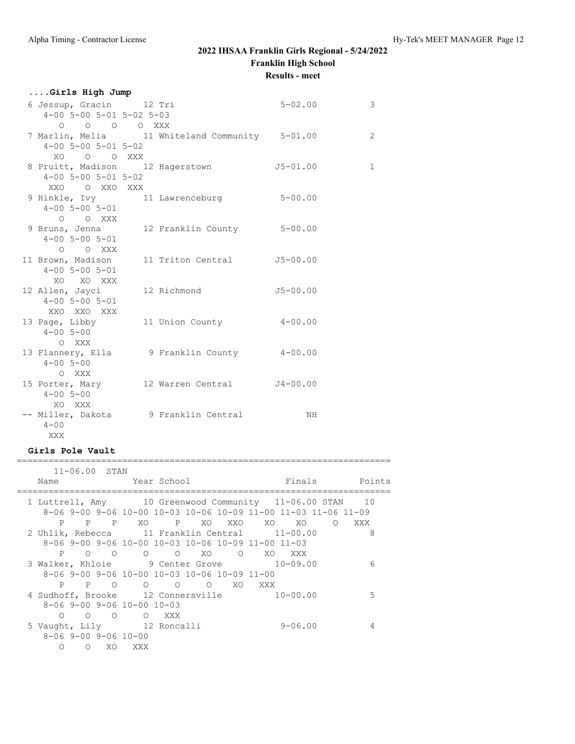# 2022 IHSAA Franklin Girls Regional - 5/24/2022

## Franklin High School

### Results - meet

```
....Girls High Jump
  6 Jessup, Gracin      12 Tri                        5-02.00          3
     4-00 5-00 5-01 5-02 5-03
        O    O    O    O  XXX
  7 Marlin, Melia       11 Whiteland Community        5-01.00          2
     4-00 5-00 5-01 5-02
       XO    O    O  XXX
  8 Pruitt, Madison     12 Hagerstown                J5-01.00          1
     4-00 5-00 5-01 5-02
      XXO    O  XXO  XXX
  9 Hinkle, Ivy         11 Lawrenceburg               5-00.00
     4-00 5-00 5-01
        O    O  XXX
  9 Bruns, Jenna        12 Franklin County            5-00.00
     4-00 5-00 5-01
        O    O  XXX
 11 Brown, Madison      11 Triton Central            J5-00.00
     4-00 5-00 5-01
       XO   XO  XXX
 12 Allen, Jayci        12 Richmond                  J5-00.00
     4-00 5-00 5-01
      XXO  XXO  XXX
 13 Page, Libby         11 Union County               4-00.00
     4-00 5-00
        O  XXX
 13 Flannery, Ella       9 Franklin County            4-00.00
     4-00 5-00
        O  XXX
 15 Porter, Mary        12 Warren Central            J4-00.00
     4-00 5-00
       XO  XXX
 -- Miller, Dakota       9 Franklin Central                NH
     4-00
      XXX

Girls Pole Vault
=======================================================================
      11-06.00  STAN
    Name                 Year School                  Finals    Points
=======================================================================
  1 Luttrell, Amy        10 Greenwood Community  11-06.00 STAN    10
     8-06 9-00 9-06 10-00 10-03 10-06 10-09 11-00 11-03 11-06 11-09
        P    P    P    XO     P    XO   XXO    XO    XO     O   XXX
  2 Uhlik, Rebecca       11 Franklin Central       11-00.00          8
     8-06 9-00 9-06 10-00 10-03 10-06 10-09 11-00 11-03
        P    O    O     O     O    XO     O    XO   XXX
  3 Walker, Khloie        9 Center Grove           10-09.00          6
     8-06 9-00 9-06 10-00 10-03 10-06 10-09 11-00
        P    P    O     O     O     O    XO   XXX
  4 Sudhoff, Brooke      12 Connersville           10-00.00          5
     8-06 9-00 9-06 10-00 10-03
        O    O    O     O   XXX
  5 Vaught, Lily         12 Roncalli                9-06.00          4
     8-06 9-00 9-06 10-00
        O    O   XO   XXX
```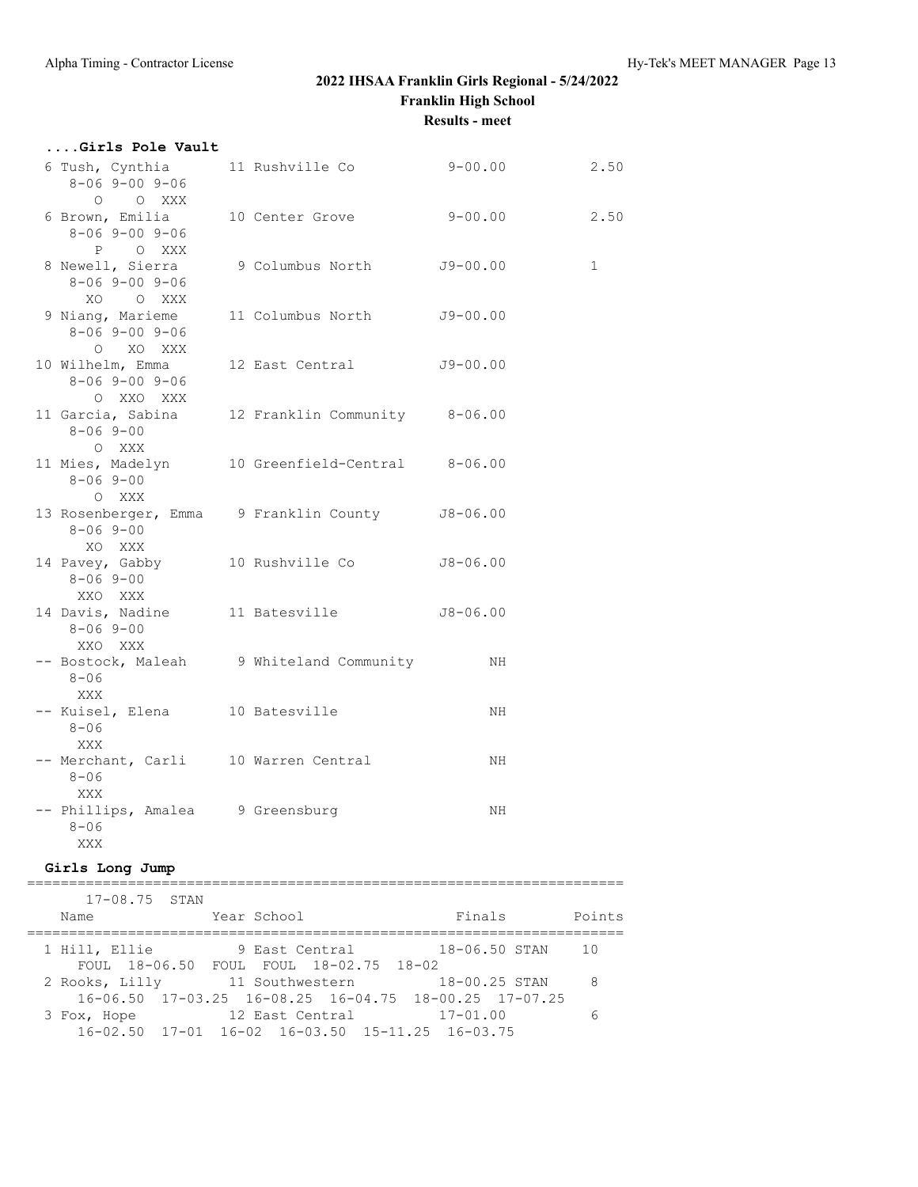# 2022 IHSAA Franklin Girls Regional - 5/24/2022

**Franklin High School**

**Results - meet**

### ....Girls Pole Vault

```
 6 Tush, Cynthia       11 Rushville Co           9-00.00          2.50
     8-06 9-00 9-06
       O    O  XXX
 6 Brown, Emilia       10 Center Grove           9-00.00          2.50
     8-06 9-00 9-06
       P    O  XXX
 8 Newell, Sierra       9 Columbus North        J9-00.00          1
     8-06 9-00 9-06
      XO    O  XXX
 9 Niang, Marieme      11 Columbus North        J9-00.00
     8-06 9-00 9-06
       O   XO  XXX
10 Wilhelm, Emma       12 East Central          J9-00.00
     8-06 9-00 9-06
       O  XXO  XXX
11 Garcia, Sabina      12 Franklin Community     8-06.00
     8-06 9-00
       O  XXX
11 Mies, Madelyn       10 Greenfield-Central     8-06.00
     8-06 9-00
       O  XXX
13 Rosenberger, Emma    9 Franklin County       J8-06.00
     8-06 9-00
      XO  XXX
14 Pavey, Gabby        10 Rushville Co          J8-06.00
     8-06 9-00
     XXO  XXX
14 Davis, Nadine       11 Batesville            J8-06.00
     8-06 9-00
     XXO  XXX
-- Bostock, Maleah      9 Whiteland Community         NH
     8-06
     XXX
-- Kuisel, Elena       10 Batesville                  NH
     8-06
     XXX
-- Merchant, Carli     10 Warren Central              NH
     8-06
     XXX
-- Phillips, Amalea     9 Greensburg                  NH
     8-06
     XXX
```

### Girls Long Jump

```
=======================================================================
      17-08.75  STAN
    Name              Year School                 Finals        Points
=======================================================================
  1 Hill, Ellie          9 East Central          18-06.50 STAN    10
      FOUL  18-06.50  FOUL  FOUL  18-02.75  18-02
  2 Rooks, Lilly        11 Southwestern          18-00.25 STAN     8
      16-06.50  17-03.25  16-08.25  16-04.75  18-00.25  17-07.25
  3 Fox, Hope           12 East Central          17-01.00          6
      16-02.50  17-01  16-02  16-03.50  15-11.25  16-03.75
```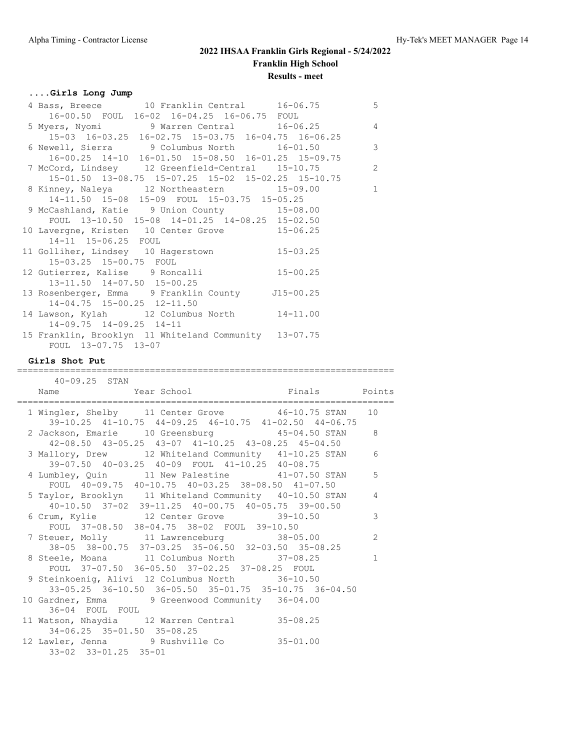# 2022 IHSAA Franklin Girls Regional - 5/24/2022

**Franklin High School**

**Results - meet**

### ....Girls Long Jump

```
  4 Bass, Breece         10 Franklin Central      16-06.75           5
      16-00.50  FOUL  16-02  16-04.25  16-06.75  FOUL
  5 Myers, Nyomi          9 Warren Central        16-06.25           4
      15-03  16-03.25  16-02.75  15-03.75  16-04.75  16-06.25
  6 Newell, Sierra        9 Columbus North        16-01.50           3
      16-00.25  14-10  16-01.50  15-08.50  16-01.25  15-09.75
  7 McCord, Lindsey      12 Greenfield-Central    15-10.75           2
      15-01.50  13-08.75  15-07.25  15-02  15-02.25  15-10.75
  8 Kinney, Naleya       12 Northeastern          15-09.00           1
      14-11.50  15-08  15-09  FOUL  15-03.75  15-05.25
  9 McCashland, Katie     9 Union County          15-08.00
      FOUL  13-10.50  15-08  14-01.25  14-08.25  15-02.50
 10 Lavergne, Kristen    10 Center Grove          15-06.25
      14-11  15-06.25  FOUL
 11 Golliher, Lindsey    10 Hagerstown            15-03.25
      15-03.25  15-00.75  FOUL
 12 Gutierrez, Kalise     9 Roncalli              15-00.25
      13-11.50  14-07.50  15-00.25
 13 Rosenberger, Emma     9 Franklin County      J15-00.25
      14-04.75  15-00.25  12-11.50
 14 Lawson, Kylah        12 Columbus North        14-11.00
      14-09.75  14-09.25  14-11
 15 Franklin, Brooklyn   11 Whiteland Community   13-07.75
      FOUL  13-07.75  13-07
```

### Girls Shot Put

```
=======================================================================
      40-09.25  STAN
    Name                 Year School                 Finals     Points
=======================================================================
  1 Wingler, Shelby      11 Center Grove          46-10.75 STAN    10
      39-10.25  41-10.75  44-09.25  46-10.75  41-02.50  44-06.75
  2 Jackson, Emarie      10 Greensburg            45-04.50 STAN     8
      42-08.50  43-05.25  43-07  41-10.25  43-08.25  45-04.50
  3 Mallory, Drew        12 Whiteland Community   41-10.25 STAN     6
      39-07.50  40-03.25  40-09  FOUL  41-10.25  40-08.75
  4 Lumbley, Quin        11 New Palestine         41-07.50 STAN     5
      FOUL  40-09.75  40-10.75  40-03.25  38-08.50  41-07.50
  5 Taylor, Brooklyn     11 Whiteland Community   40-10.50 STAN     4
      40-10.50  37-02  39-11.25  40-00.75  40-05.75  39-00.50
  6 Crum, Kylie          12 Center Grove          39-10.50          3
      FOUL  37-08.50  38-04.75  38-02  FOUL  39-10.50
  7 Steuer, Molly        11 Lawrenceburg          38-05.00          2
      38-05  38-00.75  37-03.25  35-06.50  32-03.50  35-08.25
  8 Steele, Moana        11 Columbus North        37-08.25          1
      FOUL  37-07.50  36-05.50  37-02.25  37-08.25  FOUL
  9 Steinkoenig, Alivi   12 Columbus North        36-10.50
      33-05.25  36-10.50  36-05.50  35-01.75  35-10.75  36-04.50
 10 Gardner, Emma         9 Greenwood Community   36-04.00
      36-04  FOUL  FOUL
 11 Watson, Nhaydia      12 Warren Central        35-08.25
      34-06.25  35-01.50  35-08.25
 12 Lawler, Jenna         9 Rushville Co          35-01.00
      33-02  33-01.25  35-01
```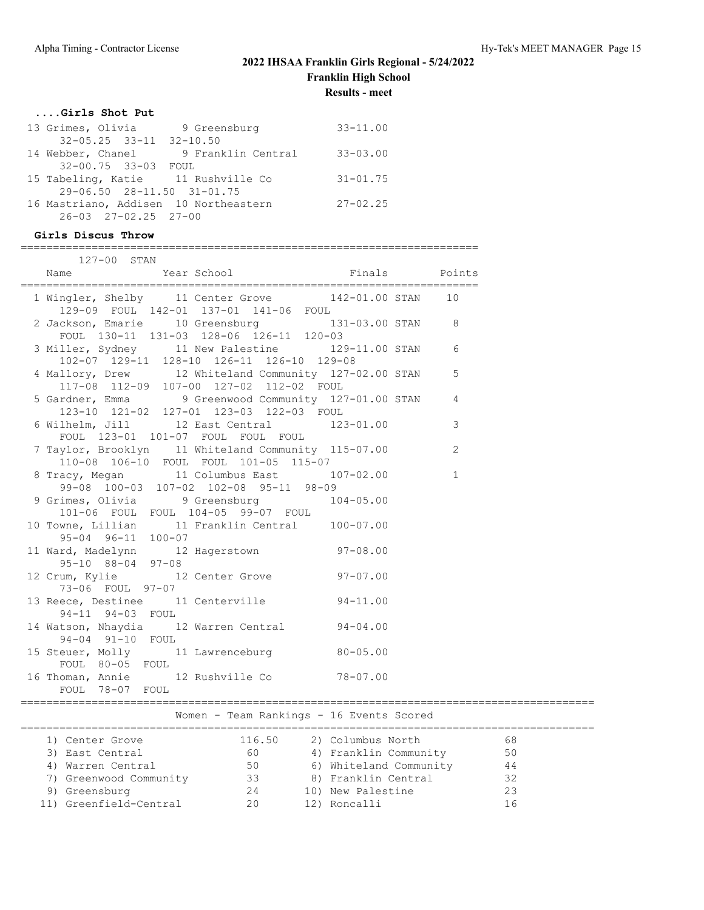## 2022 IHSAA Franklin Girls Regional - 5/24/2022
### Franklin High School
### Results - meet

#### ....Girls Shot Put

```
 13 Grimes, Olivia        9 Greensburg             33-11.00
      32-05.25  33-11  32-10.50
 14 Webber, Chanel        9 Franklin Central       33-03.00
      32-00.75  33-03  FOUL
 15 Tabeling, Katie      11 Rushville Co           31-01.75
      29-06.50  28-11.50  31-01.75
 16 Mastriano, Addisen  10 Northeastern            27-02.25
      26-03  27-02.25  27-00
```

#### Girls Discus Throw

```
=======================================================================
      127-00  STAN
    Name                 Year School                 Finals      Points
=======================================================================
  1 Wingler, Shelby      11 Center Grove         142-01.00 STAN    10
      129-09  FOUL  142-01  137-01  141-06  FOUL
  2 Jackson, Emarie      10 Greensburg           131-03.00 STAN     8
      FOUL  130-11  131-03  128-06  126-11  120-03
  3 Miller, Sydney       11 New Palestine        129-11.00 STAN     6
      102-07  129-11  128-10  126-11  126-10  129-08
  4 Mallory, Drew        12 Whiteland Community  127-02.00 STAN     5
      117-08  112-09  107-00  127-02  112-02  FOUL
  5 Gardner, Emma         9 Greenwood Community  127-01.00 STAN     4
      123-10  121-02  127-01  123-03  122-03  FOUL
  6 Wilhelm, Jill        12 East Central         123-01.00          3
      FOUL  123-01  101-07  FOUL  FOUL  FOUL
  7 Taylor, Brooklyn     11 Whiteland Community  115-07.00          2
      110-08  106-10  FOUL  FOUL  101-05  115-07
  8 Tracy, Megan         11 Columbus East        107-02.00          1
      99-08  100-03  107-02  102-08  95-11  98-09
  9 Grimes, Olivia        9 Greensburg           104-05.00
      101-06  FOUL  FOUL  104-05  99-07  FOUL
 10 Towne, Lillian       11 Franklin Central     100-07.00
      95-04  96-11  100-07
 11 Ward, Madelynn       12 Hagerstown            97-08.00
      95-10  88-04  97-08
 12 Crum, Kylie          12 Center Grove          97-07.00
      73-06  FOUL  97-07
 13 Reece, Destinee      11 Centerville           94-11.00
      94-11  94-03  FOUL
 14 Watson, Nhaydia      12 Warren Central        94-04.00
      94-04  91-10  FOUL
 15 Steuer, Molly        11 Lawrenceburg          80-05.00
      FOUL  80-05  FOUL
 16 Thoman, Annie        12 Rushville Co          78-07.00
      FOUL  78-07  FOUL
```

#### Women - Team Rankings - 16 Events Scored

| Rank | Team | Points | Rank | Team | Points |
|---|---|---|---|---|---|
| 1) | Center Grove | 116.50 | 2) | Columbus North | 68 |
| 3) | East Central | 60 | 4) | Franklin Community | 50 |
| 4) | Warren Central | 50 | 6) | Whiteland Community | 44 |
| 7) | Greenwood Community | 33 | 8) | Franklin Central | 32 |
| 9) | Greensburg | 24 | 10) | New Palestine | 23 |
| 11) | Greenfield-Central | 20 | 12) | Roncalli | 16 |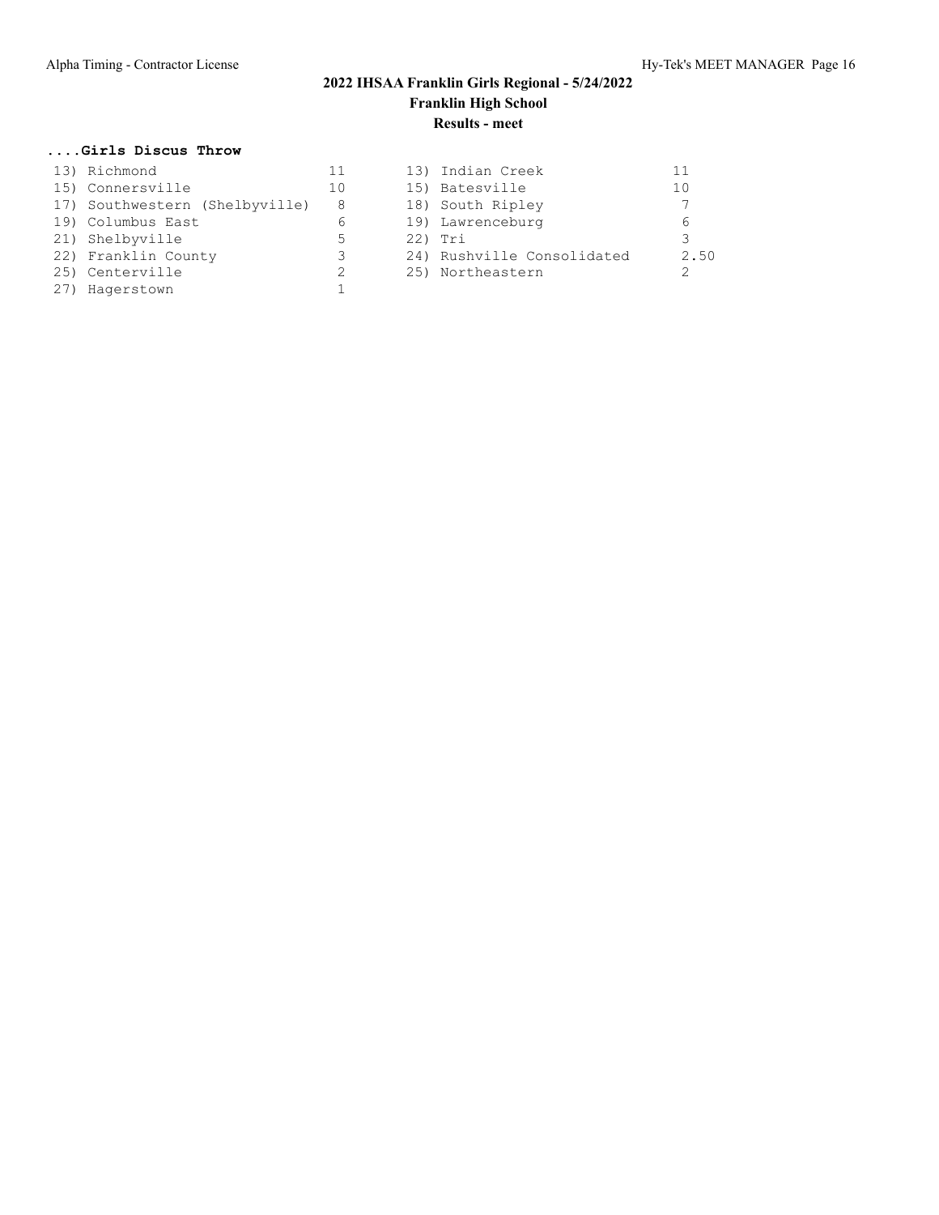# 2022 IHSAA Franklin Girls Regional - 5/24/2022

## Franklin High School

### Results - meet

#### ....Girls Discus Throw

| | | | |
|---|---|---|---|
| 13) Richmond | 11 | 13) Indian Creek | 11 |
| 15) Connersville | 10 | 15) Batesville | 10 |
| 17) Southwestern (Shelbyville) | 8 | 18) South Ripley | 7 |
| 19) Columbus East | 6 | 19) Lawrenceburg | 6 |
| 21) Shelbyville | 5 | 22) Tri | 3 |
| 22) Franklin County | 3 | 24) Rushville Consolidated | 2.50 |
| 25) Centerville | 2 | 25) Northeastern | 2 |
| 27) Hagerstown | 1 | | |